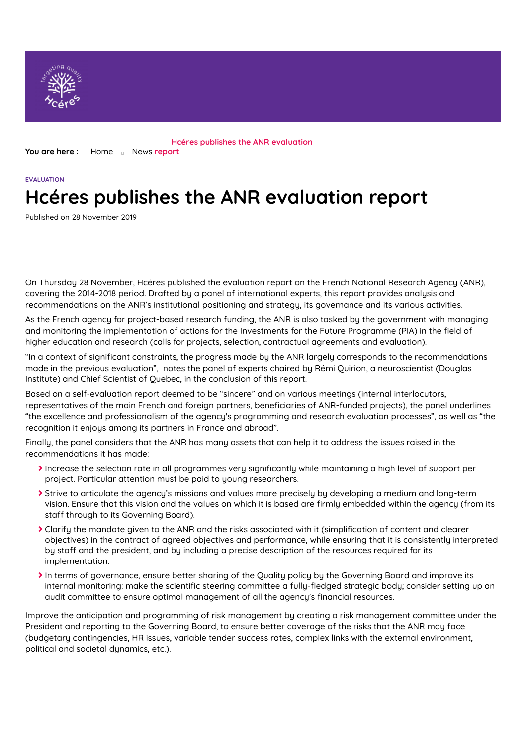You are here : Home News Hcéres publishes the ANR evaluation report

EVALUATION

# Hcéres publishes the ANR evaluation report

Published on 28 November 2019

On Thursday 28 November, Hcéres published the evaluation report on the French National Research Agency (ANR), covering the 2014-2018 period. Drafted by a panel of international experts, this report provides analysis and recommendations on the ANR's institutional positioning and strategy, its governance and its various activities.

As the French agency for project-based research funding, the ANR is also tasked by the government with managing and monitoring the implementation of actions for the Investments for the Future Programme (PIA) in the field of higher education and research (calls for projects, selection, contractual agreements and evaluation).

"In a context of significant constraints, the progress made by the ANR largely corresponds to the recommendations made in the previous evaluation", notes the panel of experts chaired by Rémi Quirion, a neuroscientist (Douglas Institute) and Chief Scientist of Quebec, in the conclusion of this report.

Based on a self-evaluation report deemed to be "sincere" and on various meetings (internal interlocutors, representatives of the main French and foreign partners, beneficiaries of ANR-funded projects), the panel underlines "the excellence and professionalism of the agency's programming and research evaluation processes", as well as "the recognition it enjoys among its partners in France and abroad".

Finally, the panel considers that the ANR has many assets that can help it to address the issues raised in the recommendations it has made:

- Increase the selection rate in all programmes very significantly while maintaining a high level of support per project. Particular attention must be paid to young researchers.
- Strive to articulate the agency's missions and values more precisely by developing a medium and long-term vision. Ensure that this vision and the values on which it is based are firmly embedded within the agency (from its staff through to its Governing Board).
- Clarify the mandate given to the ANR and the risks associated with it (simplification of content and clearer objectives) in the contract of agreed objectives and performance, while ensuring that it is consistently interpreted by staff and the president, and by including a precise description of the resources required for its implementation.
- In terms of governance, ensure better sharing of the Quality policy by the Governing Board and improve its internal monitoring: make the scientific steering committee a fully-fledged strategic body; consider setting up an audit committee to ensure optimal management of all the agency's financial resources.

Improve the anticipation and programming of risk management by creating a risk management committee under the President and reporting to the Governing Board, to ensure better coverage of the risks that the ANR may face (budgetary contingencies, HR issues, variable tender success rates, complex links with the external environment, political and societal dynamics, etc.).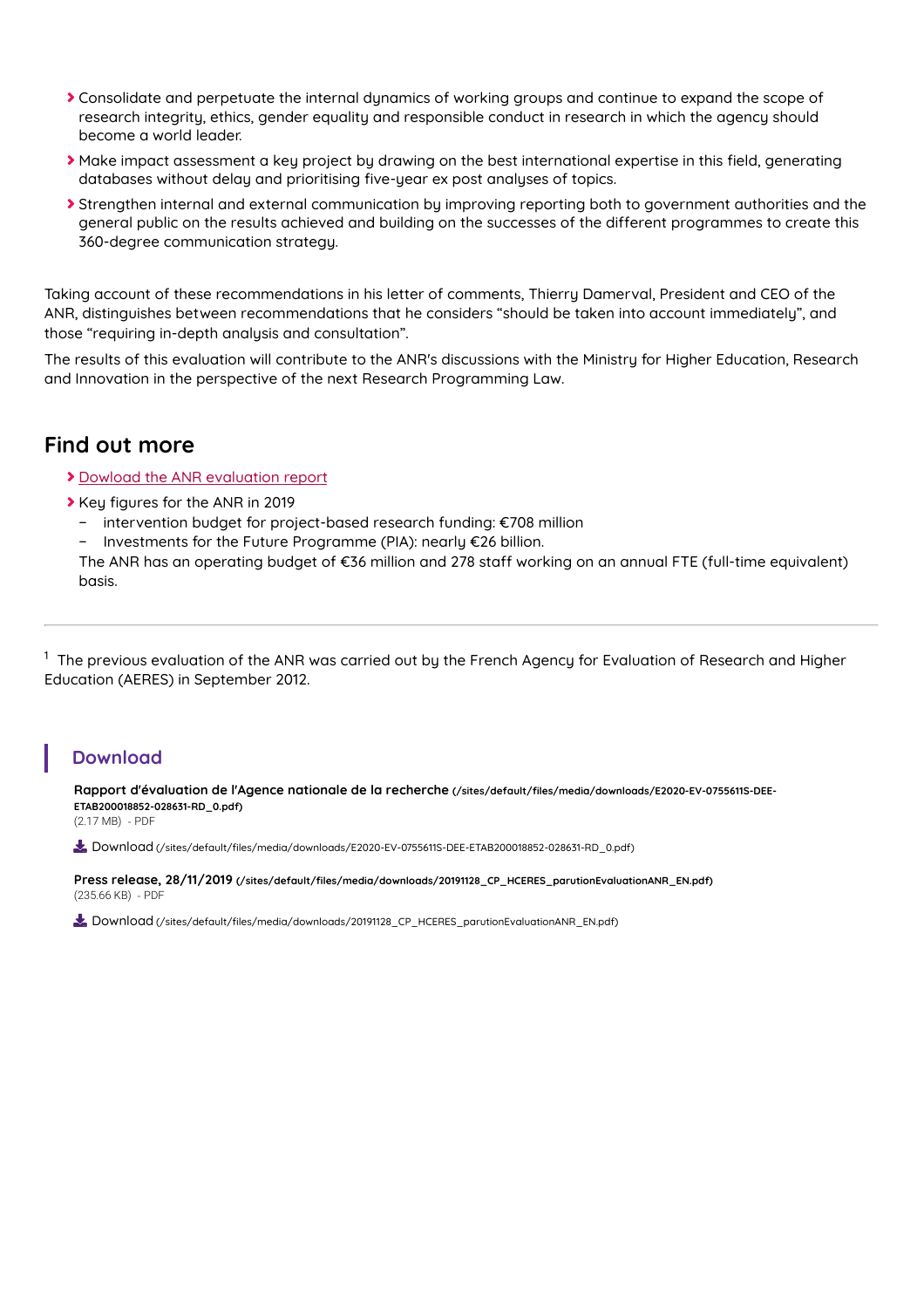- Consolidate and perpetuate the internal dynamics of working groups and continue to expand the scope of research integrity, ethics, gender equality and responsible conduct in research in which the agency should become a world leader.
- Make impact assessment a key project by drawing on the best international expertise in this field, generating databases without delay and prioritising five-year ex post analyses of topics.
- Strengthen internal and external communication by improving reporting both to government authorities and the general public on the results achieved and building on the successes of the different programmes to create this 360-degree communication strategy.

Taking account of these recommendations in his letter of comments, Thierry Damerval, President and CEO of the ANR, distinguishes between recommendations that he considers "should be taken into account immediately", and those "requiring in-depth analysis and consultation".

The results of this evaluation will contribute to the ANR's discussions with the Ministry for Higher Education, Research and Innovation in the perspective of the next Research Programming Law.

## Find out more

- Dowload the ANR evaluation report
- Key figures for the ANR in 2019
  - intervention budget for project-based research funding: €708 million
  - Investments for the Future Programme (PIA): nearly €26 billion.

  The ANR has an operating budget of €36 million and 278 staff working on an annual FTE (full-time equivalent) basis.

---

[1] The previous evaluation of the ANR was carried out by the French Agency for Evaluation of Research and Higher Education (AERES) in September 2012.

## Download

**Rapport d'évaluation de l'Agence nationale de la recherche (/sites/default/files/media/downloads/E2020-EV-0755611S-DEE-ETAB200018852-028631-RD_0.pdf)**
(2.17 MB) - PDF

Download (/sites/default/files/media/downloads/E2020-EV-0755611S-DEE-ETAB200018852-028631-RD_0.pdf)

**Press release, 28/11/2019 (/sites/default/files/media/downloads/20191128_CP_HCERES_parutionEvaluationANR_EN.pdf)**
(235.66 KB) - PDF

Download (/sites/default/files/media/downloads/20191128_CP_HCERES_parutionEvaluationANR_EN.pdf)